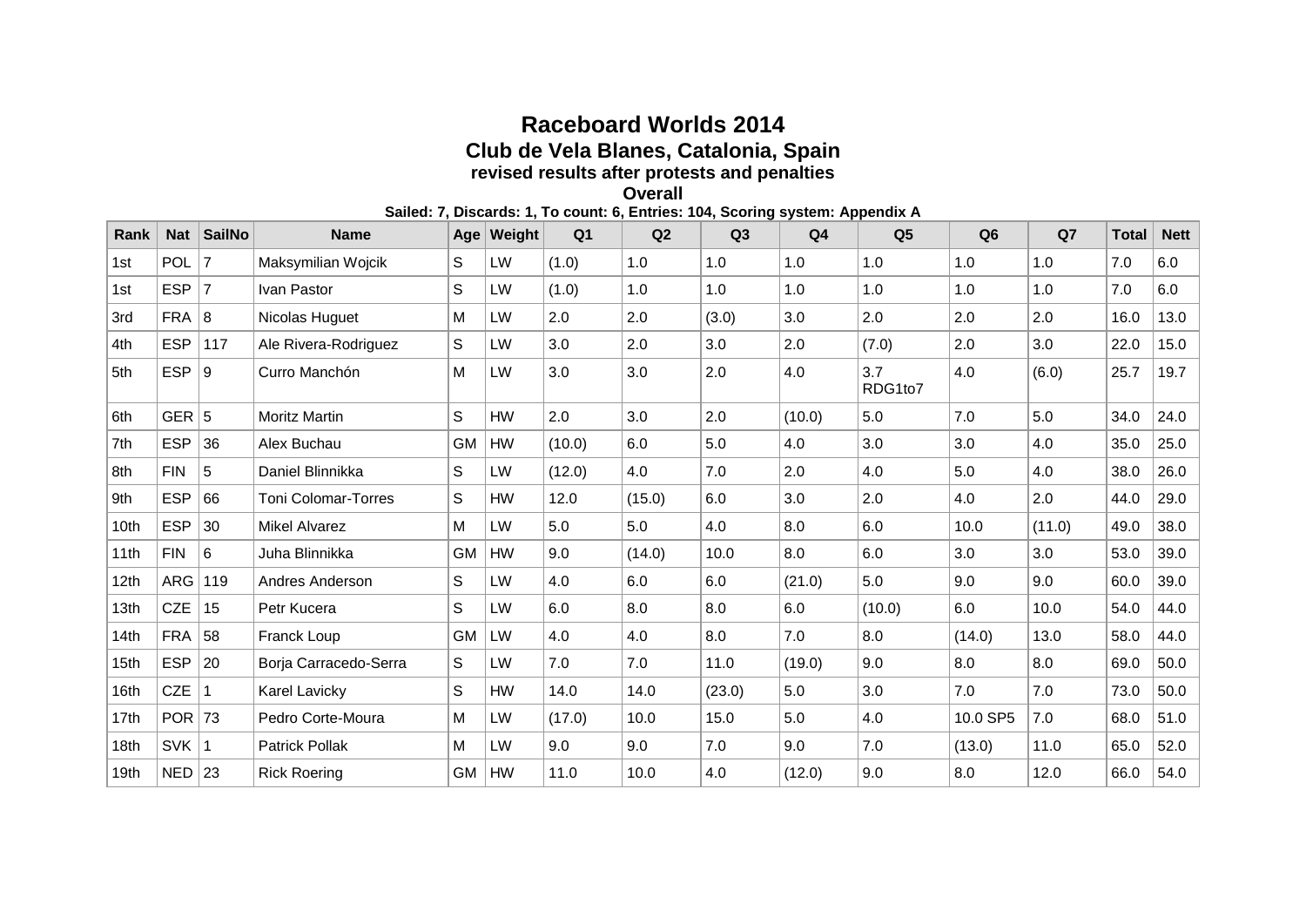# Raceboard Worlds 2014

## Club de Vela Blanes, Catalonia, Spain

### revised results after protests and penalties

**Overall**

**Sailed: 7, Discards: 1, To count: 6, Entries: 104, Scoring system: Appendix A**

| Rank | Nat | SailNo | Name | Age | Weight | Q1 | Q2 | Q3 | Q4 | Q5 | Q6 | Q7 | Total | Nett |
|---|---|---|---|---|---|---|---|---|---|---|---|---|---|---|
| 1st | POL | 7 | Maksymilian Wojcik | S | LW | (1.0) | 1.0 | 1.0 | 1.0 | 1.0 | 1.0 | 1.0 | 7.0 | 6.0 |
| 1st | ESP | 7 | Ivan Pastor | S | LW | (1.0) | 1.0 | 1.0 | 1.0 | 1.0 | 1.0 | 1.0 | 7.0 | 6.0 |
| 3rd | FRA | 8 | Nicolas Huguet | M | LW | 2.0 | 2.0 | (3.0) | 3.0 | 2.0 | 2.0 | 2.0 | 16.0 | 13.0 |
| 4th | ESP | 117 | Ale Rivera-Rodriguez | S | LW | 3.0 | 2.0 | 3.0 | 2.0 | (7.0) | 2.0 | 3.0 | 22.0 | 15.0 |
| 5th | ESP | 9 | Curro Manchón | M | LW | 3.0 | 3.0 | 2.0 | 4.0 | 3.7 RDG1to7 | 4.0 | (6.0) | 25.7 | 19.7 |
| 6th | GER | 5 | Moritz Martin | S | HW | 2.0 | 3.0 | 2.0 | (10.0) | 5.0 | 7.0 | 5.0 | 34.0 | 24.0 |
| 7th | ESP | 36 | Alex Buchau | GM | HW | (10.0) | 6.0 | 5.0 | 4.0 | 3.0 | 3.0 | 4.0 | 35.0 | 25.0 |
| 8th | FIN | 5 | Daniel Blinnikka | S | LW | (12.0) | 4.0 | 7.0 | 2.0 | 4.0 | 5.0 | 4.0 | 38.0 | 26.0 |
| 9th | ESP | 66 | Toni Colomar-Torres | S | HW | 12.0 | (15.0) | 6.0 | 3.0 | 2.0 | 4.0 | 2.0 | 44.0 | 29.0 |
| 10th | ESP | 30 | Mikel Alvarez | M | LW | 5.0 | 5.0 | 4.0 | 8.0 | 6.0 | 10.0 | (11.0) | 49.0 | 38.0 |
| 11th | FIN | 6 | Juha Blinnikka | GM | HW | 9.0 | (14.0) | 10.0 | 8.0 | 6.0 | 3.0 | 3.0 | 53.0 | 39.0 |
| 12th | ARG | 119 | Andres Anderson | S | LW | 4.0 | 6.0 | 6.0 | (21.0) | 5.0 | 9.0 | 9.0 | 60.0 | 39.0 |
| 13th | CZE | 15 | Petr Kucera | S | LW | 6.0 | 8.0 | 8.0 | 6.0 | (10.0) | 6.0 | 10.0 | 54.0 | 44.0 |
| 14th | FRA | 58 | Franck Loup | GM | LW | 4.0 | 4.0 | 8.0 | 7.0 | 8.0 | (14.0) | 13.0 | 58.0 | 44.0 |
| 15th | ESP | 20 | Borja Carracedo-Serra | S | LW | 7.0 | 7.0 | 11.0 | (19.0) | 9.0 | 8.0 | 8.0 | 69.0 | 50.0 |
| 16th | CZE | 1 | Karel Lavicky | S | HW | 14.0 | 14.0 | (23.0) | 5.0 | 3.0 | 7.0 | 7.0 | 73.0 | 50.0 |
| 17th | POR | 73 | Pedro Corte-Moura | M | LW | (17.0) | 10.0 | 15.0 | 5.0 | 4.0 | 10.0 SP5 | 7.0 | 68.0 | 51.0 |
| 18th | SVK | 1 | Patrick Pollak | M | LW | 9.0 | 9.0 | 7.0 | 9.0 | 7.0 | (13.0) | 11.0 | 65.0 | 52.0 |
| 19th | NED | 23 | Rick Roering | GM | HW | 11.0 | 10.0 | 4.0 | (12.0) | 9.0 | 8.0 | 12.0 | 66.0 | 54.0 |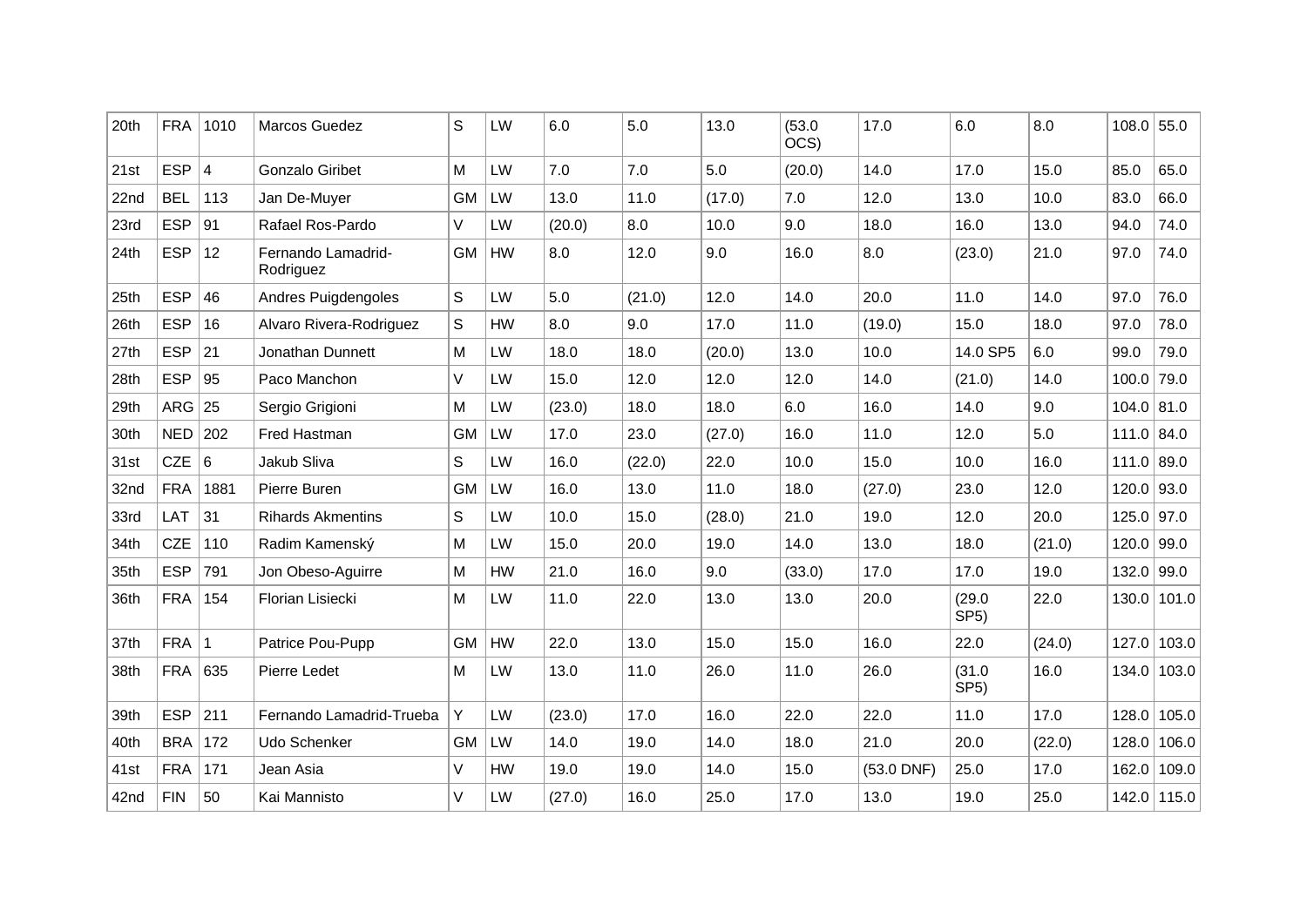| 20th | FRA | 1010 | Marcos Guedez | S | LW | 6.0 | 5.0 | 13.0 | (53.0 OCS) | 17.0 | 6.0 | 8.0 | 108.0 | 55.0 |
|---|---|---|---|---|---|---|---|---|---|---|---|---|---|---|
| 21st | ESP | 4 | Gonzalo Giribet | M | LW | 7.0 | 7.0 | 5.0 | (20.0) | 14.0 | 17.0 | 15.0 | 85.0 | 65.0 |
| 22nd | BEL | 113 | Jan De-Muyer | GM | LW | 13.0 | 11.0 | (17.0) | 7.0 | 12.0 | 13.0 | 10.0 | 83.0 | 66.0 |
| 23rd | ESP | 91 | Rafael Ros-Pardo | V | LW | (20.0) | 8.0 | 10.0 | 9.0 | 18.0 | 16.0 | 13.0 | 94.0 | 74.0 |
| 24th | ESP | 12 | Fernando Lamadrid-Rodriguez | GM | HW | 8.0 | 12.0 | 9.0 | 16.0 | 8.0 | (23.0) | 21.0 | 97.0 | 74.0 |
| 25th | ESP | 46 | Andres Puigdengoles | S | LW | 5.0 | (21.0) | 12.0 | 14.0 | 20.0 | 11.0 | 14.0 | 97.0 | 76.0 |
| 26th | ESP | 16 | Alvaro Rivera-Rodriguez | S | HW | 8.0 | 9.0 | 17.0 | 11.0 | (19.0) | 15.0 | 18.0 | 97.0 | 78.0 |
| 27th | ESP | 21 | Jonathan Dunnett | M | LW | 18.0 | 18.0 | (20.0) | 13.0 | 10.0 | 14.0 SP5 | 6.0 | 99.0 | 79.0 |
| 28th | ESP | 95 | Paco Manchon | V | LW | 15.0 | 12.0 | 12.0 | 12.0 | 14.0 | (21.0) | 14.0 | 100.0 | 79.0 |
| 29th | ARG | 25 | Sergio Grigioni | M | LW | (23.0) | 18.0 | 18.0 | 6.0 | 16.0 | 14.0 | 9.0 | 104.0 | 81.0 |
| 30th | NED | 202 | Fred Hastman | GM | LW | 17.0 | 23.0 | (27.0) | 16.0 | 11.0 | 12.0 | 5.0 | 111.0 | 84.0 |
| 31st | CZE | 6 | Jakub Sliva | S | LW | 16.0 | (22.0) | 22.0 | 10.0 | 15.0 | 10.0 | 16.0 | 111.0 | 89.0 |
| 32nd | FRA | 1881 | Pierre Buren | GM | LW | 16.0 | 13.0 | 11.0 | 18.0 | (27.0) | 23.0 | 12.0 | 120.0 | 93.0 |
| 33rd | LAT | 31 | Rihards Akmentins | S | LW | 10.0 | 15.0 | (28.0) | 21.0 | 19.0 | 12.0 | 20.0 | 125.0 | 97.0 |
| 34th | CZE | 110 | Radim Kamenský | M | LW | 15.0 | 20.0 | 19.0 | 14.0 | 13.0 | 18.0 | (21.0) | 120.0 | 99.0 |
| 35th | ESP | 791 | Jon Obeso-Aguirre | M | HW | 21.0 | 16.0 | 9.0 | (33.0) | 17.0 | 17.0 | 19.0 | 132.0 | 99.0 |
| 36th | FRA | 154 | Florian Lisiecki | M | LW | 11.0 | 22.0 | 13.0 | 13.0 | 20.0 | (29.0 SP5) | 22.0 | 130.0 | 101.0 |
| 37th | FRA | 1 | Patrice Pou-Pupp | GM | HW | 22.0 | 13.0 | 15.0 | 15.0 | 16.0 | 22.0 | (24.0) | 127.0 | 103.0 |
| 38th | FRA | 635 | Pierre Ledet | M | LW | 13.0 | 11.0 | 26.0 | 11.0 | 26.0 | (31.0 SP5) | 16.0 | 134.0 | 103.0 |
| 39th | ESP | 211 | Fernando Lamadrid-Trueba | Y | LW | (23.0) | 17.0 | 16.0 | 22.0 | 22.0 | 11.0 | 17.0 | 128.0 | 105.0 |
| 40th | BRA | 172 | Udo Schenker | GM | LW | 14.0 | 19.0 | 14.0 | 18.0 | 21.0 | 20.0 | (22.0) | 128.0 | 106.0 |
| 41st | FRA | 171 | Jean Asia | V | HW | 19.0 | 19.0 | 14.0 | 15.0 | (53.0 DNF) | 25.0 | 17.0 | 162.0 | 109.0 |
| 42nd | FIN | 50 | Kai Mannisto | V | LW | (27.0) | 16.0 | 25.0 | 17.0 | 13.0 | 19.0 | 25.0 | 142.0 | 115.0 |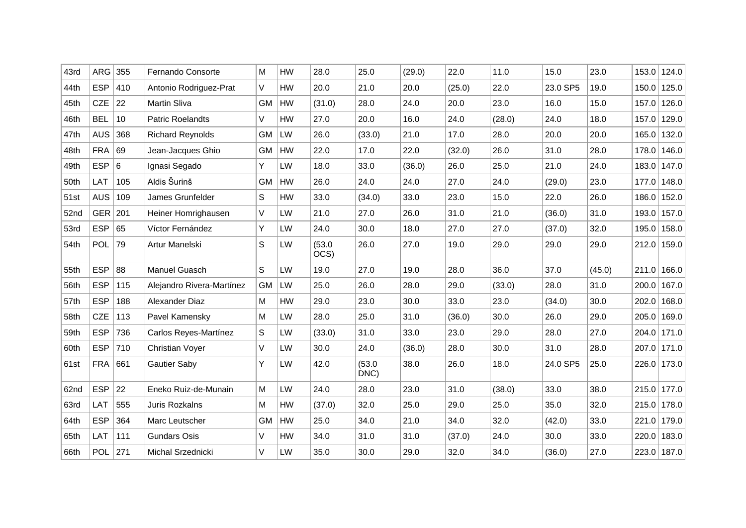| | | | | | | | | | | | | | | |
|---|---|---|---|---|---|---|---|---|---|---|---|---|---|---|
| 43rd | ARG | 355 | Fernando Consorte | M | HW | 28.0 | 25.0 | (29.0) | 22.0 | 11.0 | 15.0 | 23.0 | 153.0 | 124.0 |
| 44th | ESP | 410 | Antonio Rodriguez-Prat | V | HW | 20.0 | 21.0 | 20.0 | (25.0) | 22.0 | 23.0 SP5 | 19.0 | 150.0 | 125.0 |
| 45th | CZE | 22 | Martin Sliva | GM | HW | (31.0) | 28.0 | 24.0 | 20.0 | 23.0 | 16.0 | 15.0 | 157.0 | 126.0 |
| 46th | BEL | 10 | Patric Roelandts | V | HW | 27.0 | 20.0 | 16.0 | 24.0 | (28.0) | 24.0 | 18.0 | 157.0 | 129.0 |
| 47th | AUS | 368 | Richard Reynolds | GM | LW | 26.0 | (33.0) | 21.0 | 17.0 | 28.0 | 20.0 | 20.0 | 165.0 | 132.0 |
| 48th | FRA | 69 | Jean-Jacques Ghio | GM | HW | 22.0 | 17.0 | 22.0 | (32.0) | 26.0 | 31.0 | 28.0 | 178.0 | 146.0 |
| 49th | ESP | 6 | Ignasi Segado | Y | LW | 18.0 | 33.0 | (36.0) | 26.0 | 25.0 | 21.0 | 24.0 | 183.0 | 147.0 |
| 50th | LAT | 105 | Aldis Šurinš | GM | HW | 26.0 | 24.0 | 24.0 | 27.0 | 24.0 | (29.0) | 23.0 | 177.0 | 148.0 |
| 51st | AUS | 109 | James Grunfelder | S | HW | 33.0 | (34.0) | 33.0 | 23.0 | 15.0 | 22.0 | 26.0 | 186.0 | 152.0 |
| 52nd | GER | 201 | Heiner Homrighausen | V | LW | 21.0 | 27.0 | 26.0 | 31.0 | 21.0 | (36.0) | 31.0 | 193.0 | 157.0 |
| 53rd | ESP | 65 | Víctor Fernández | Y | LW | 24.0 | 30.0 | 18.0 | 27.0 | 27.0 | (37.0) | 32.0 | 195.0 | 158.0 |
| 54th | POL | 79 | Artur Manelski | S | LW | (53.0 OCS) | 26.0 | 27.0 | 19.0 | 29.0 | 29.0 | 29.0 | 212.0 | 159.0 |
| 55th | ESP | 88 | Manuel Guasch | S | LW | 19.0 | 27.0 | 19.0 | 28.0 | 36.0 | 37.0 | (45.0) | 211.0 | 166.0 |
| 56th | ESP | 115 | Alejandro Rivera-Martínez | GM | LW | 25.0 | 26.0 | 28.0 | 29.0 | (33.0) | 28.0 | 31.0 | 200.0 | 167.0 |
| 57th | ESP | 188 | Alexander Diaz | M | HW | 29.0 | 23.0 | 30.0 | 33.0 | 23.0 | (34.0) | 30.0 | 202.0 | 168.0 |
| 58th | CZE | 113 | Pavel Kamensky | M | LW | 28.0 | 25.0 | 31.0 | (36.0) | 30.0 | 26.0 | 29.0 | 205.0 | 169.0 |
| 59th | ESP | 736 | Carlos Reyes-Martínez | S | LW | (33.0) | 31.0 | 33.0 | 23.0 | 29.0 | 28.0 | 27.0 | 204.0 | 171.0 |
| 60th | ESP | 710 | Christian Voyer | V | LW | 30.0 | 24.0 | (36.0) | 28.0 | 30.0 | 31.0 | 28.0 | 207.0 | 171.0 |
| 61st | FRA | 661 | Gautier Saby | Y | LW | 42.0 | (53.0 DNC) | 38.0 | 26.0 | 18.0 | 24.0 SP5 | 25.0 | 226.0 | 173.0 |
| 62nd | ESP | 22 | Eneko Ruiz-de-Munain | M | LW | 24.0 | 28.0 | 23.0 | 31.0 | (38.0) | 33.0 | 38.0 | 215.0 | 177.0 |
| 63rd | LAT | 555 | Juris Rozkalns | M | HW | (37.0) | 32.0 | 25.0 | 29.0 | 25.0 | 35.0 | 32.0 | 215.0 | 178.0 |
| 64th | ESP | 364 | Marc Leutscher | GM | HW | 25.0 | 34.0 | 21.0 | 34.0 | 32.0 | (42.0) | 33.0 | 221.0 | 179.0 |
| 65th | LAT | 111 | Gundars Osis | V | HW | 34.0 | 31.0 | 31.0 | (37.0) | 24.0 | 30.0 | 33.0 | 220.0 | 183.0 |
| 66th | POL | 271 | Michal Srzednicki | V | LW | 35.0 | 30.0 | 29.0 | 32.0 | 34.0 | (36.0) | 27.0 | 223.0 | 187.0 |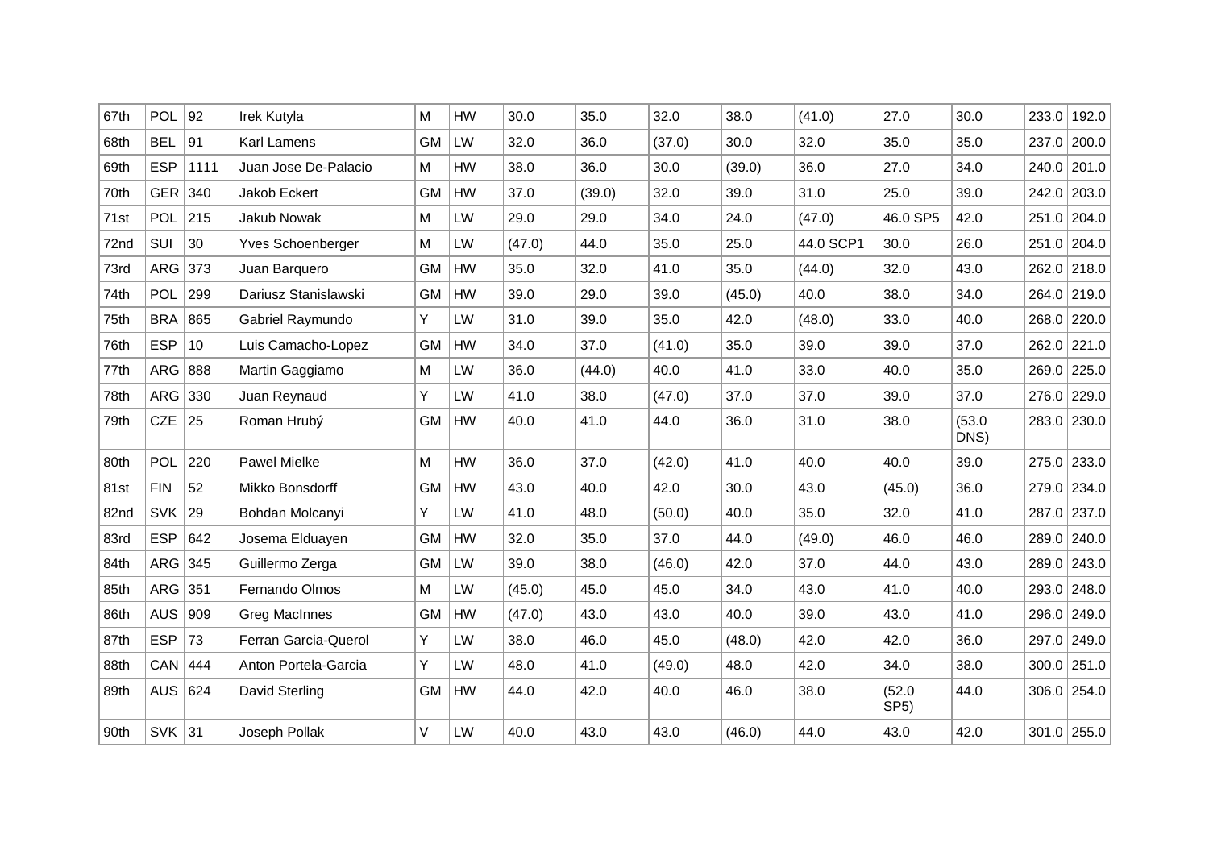| 67th | POL | 92 | Irek Kutyla | M | HW | 30.0 | 35.0 | 32.0 | 38.0 | (41.0) | 27.0 | 30.0 | 233.0 | 192.0 |
|---|---|---|---|---|---|---|---|---|---|---|---|---|---|---|
| 68th | BEL | 91 | Karl Lamens | GM | LW | 32.0 | 36.0 | (37.0) | 30.0 | 32.0 | 35.0 | 35.0 | 237.0 | 200.0 |
| 69th | ESP | 1111 | Juan Jose De-Palacio | M | HW | 38.0 | 36.0 | 30.0 | (39.0) | 36.0 | 27.0 | 34.0 | 240.0 | 201.0 |
| 70th | GER | 340 | Jakob Eckert | GM | HW | 37.0 | (39.0) | 32.0 | 39.0 | 31.0 | 25.0 | 39.0 | 242.0 | 203.0 |
| 71st | POL | 215 | Jakub Nowak | M | LW | 29.0 | 29.0 | 34.0 | 24.0 | (47.0) | 46.0 SP5 | 42.0 | 251.0 | 204.0 |
| 72nd | SUI | 30 | Yves Schoenberger | M | LW | (47.0) | 44.0 | 35.0 | 25.0 | 44.0 SCP1 | 30.0 | 26.0 | 251.0 | 204.0 |
| 73rd | ARG | 373 | Juan Barquero | GM | HW | 35.0 | 32.0 | 41.0 | 35.0 | (44.0) | 32.0 | 43.0 | 262.0 | 218.0 |
| 74th | POL | 299 | Dariusz Stanislawski | GM | HW | 39.0 | 29.0 | 39.0 | (45.0) | 40.0 | 38.0 | 34.0 | 264.0 | 219.0 |
| 75th | BRA | 865 | Gabriel Raymundo | Y | LW | 31.0 | 39.0 | 35.0 | 42.0 | (48.0) | 33.0 | 40.0 | 268.0 | 220.0 |
| 76th | ESP | 10 | Luis Camacho-Lopez | GM | HW | 34.0 | 37.0 | (41.0) | 35.0 | 39.0 | 39.0 | 37.0 | 262.0 | 221.0 |
| 77th | ARG | 888 | Martin Gaggiamo | M | LW | 36.0 | (44.0) | 40.0 | 41.0 | 33.0 | 40.0 | 35.0 | 269.0 | 225.0 |
| 78th | ARG | 330 | Juan Reynaud | Y | LW | 41.0 | 38.0 | (47.0) | 37.0 | 37.0 | 39.0 | 37.0 | 276.0 | 229.0 |
| 79th | CZE | 25 | Roman Hrubý | GM | HW | 40.0 | 41.0 | 44.0 | 36.0 | 31.0 | 38.0 | (53.0 DNS) | 283.0 | 230.0 |
| 80th | POL | 220 | Pawel Mielke | M | HW | 36.0 | 37.0 | (42.0) | 41.0 | 40.0 | 40.0 | 39.0 | 275.0 | 233.0 |
| 81st | FIN | 52 | Mikko Bonsdorff | GM | HW | 43.0 | 40.0 | 42.0 | 30.0 | 43.0 | (45.0) | 36.0 | 279.0 | 234.0 |
| 82nd | SVK | 29 | Bohdan Molcanyi | Y | LW | 41.0 | 48.0 | (50.0) | 40.0 | 35.0 | 32.0 | 41.0 | 287.0 | 237.0 |
| 83rd | ESP | 642 | Josema Elduayen | GM | HW | 32.0 | 35.0 | 37.0 | 44.0 | (49.0) | 46.0 | 46.0 | 289.0 | 240.0 |
| 84th | ARG | 345 | Guillermo Zerga | GM | LW | 39.0 | 38.0 | (46.0) | 42.0 | 37.0 | 44.0 | 43.0 | 289.0 | 243.0 |
| 85th | ARG | 351 | Fernando Olmos | M | LW | (45.0) | 45.0 | 45.0 | 34.0 | 43.0 | 41.0 | 40.0 | 293.0 | 248.0 |
| 86th | AUS | 909 | Greg MacInnes | GM | HW | (47.0) | 43.0 | 43.0 | 40.0 | 39.0 | 43.0 | 41.0 | 296.0 | 249.0 |
| 87th | ESP | 73 | Ferran Garcia-Querol | Y | LW | 38.0 | 46.0 | 45.0 | (48.0) | 42.0 | 42.0 | 36.0 | 297.0 | 249.0 |
| 88th | CAN | 444 | Anton Portela-Garcia | Y | LW | 48.0 | 41.0 | (49.0) | 48.0 | 42.0 | 34.0 | 38.0 | 300.0 | 251.0 |
| 89th | AUS | 624 | David Sterling | GM | HW | 44.0 | 42.0 | 40.0 | 46.0 | 38.0 | (52.0 SP5) | 44.0 | 306.0 | 254.0 |
| 90th | SVK | 31 | Joseph Pollak | V | LW | 40.0 | 43.0 | 43.0 | (46.0) | 44.0 | 43.0 | 42.0 | 301.0 | 255.0 |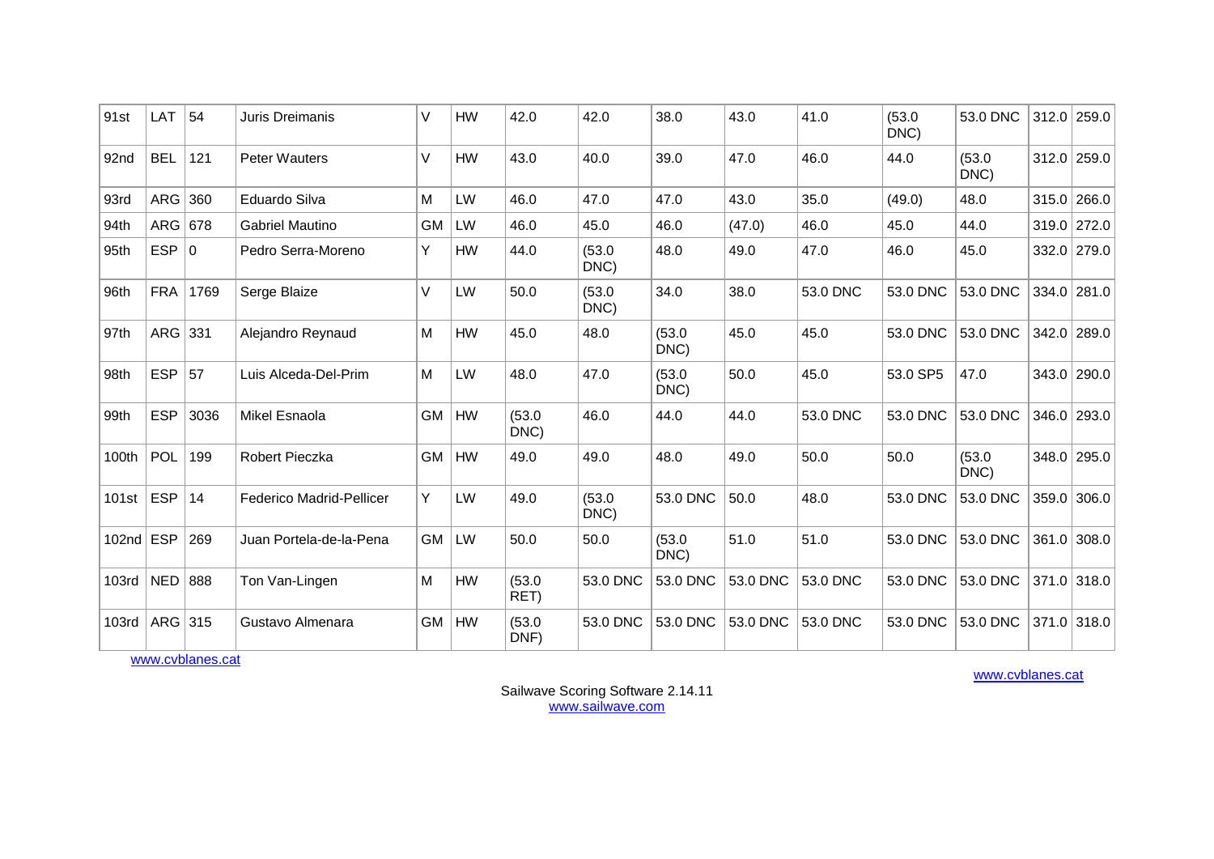| | | | | | | | | | | | | | | |
|---|---|---|---|---|---|---|---|---|---|---|---|---|---|---|
| 91st | LAT | 54 | Juris Dreimanis | V | HW | 42.0 | 42.0 | 38.0 | 43.0 | 41.0 | (53.0 DNC) | 53.0 DNC | 312.0 | 259.0 |
| 92nd | BEL | 121 | Peter Wauters | V | HW | 43.0 | 40.0 | 39.0 | 47.0 | 46.0 | 44.0 | (53.0 DNC) | 312.0 | 259.0 |
| 93rd | ARG | 360 | Eduardo Silva | M | LW | 46.0 | 47.0 | 47.0 | 43.0 | 35.0 | (49.0) | 48.0 | 315.0 | 266.0 |
| 94th | ARG | 678 | Gabriel Mautino | GM | LW | 46.0 | 45.0 | 46.0 | (47.0) | 46.0 | 45.0 | 44.0 | 319.0 | 272.0 |
| 95th | ESP | 0 | Pedro Serra-Moreno | Y | HW | 44.0 | (53.0 DNC) | 48.0 | 49.0 | 47.0 | 46.0 | 45.0 | 332.0 | 279.0 |
| 96th | FRA | 1769 | Serge Blaize | V | LW | 50.0 | (53.0 DNC) | 34.0 | 38.0 | 53.0 DNC | 53.0 DNC | 53.0 DNC | 334.0 | 281.0 |
| 97th | ARG | 331 | Alejandro Reynaud | M | HW | 45.0 | 48.0 | (53.0 DNC) | 45.0 | 45.0 | 53.0 DNC | 53.0 DNC | 342.0 | 289.0 |
| 98th | ESP | 57 | Luis Alceda-Del-Prim | M | LW | 48.0 | 47.0 | (53.0 DNC) | 50.0 | 45.0 | 53.0 SP5 | 47.0 | 343.0 | 290.0 |
| 99th | ESP | 3036 | Mikel Esnaola | GM | HW | (53.0 DNC) | 46.0 | 44.0 | 44.0 | 53.0 DNC | 53.0 DNC | 53.0 DNC | 346.0 | 293.0 |
| 100th | POL | 199 | Robert Pieczka | GM | HW | 49.0 | 49.0 | 48.0 | 49.0 | 50.0 | 50.0 | (53.0 DNC) | 348.0 | 295.0 |
| 101st | ESP | 14 | Federico Madrid-Pellicer | Y | LW | 49.0 | (53.0 DNC) | 53.0 DNC | 50.0 | 48.0 | 53.0 DNC | 53.0 DNC | 359.0 | 306.0 |
| 102nd | ESP | 269 | Juan Portela-de-la-Pena | GM | LW | 50.0 | 50.0 | (53.0 DNC) | 51.0 | 51.0 | 53.0 DNC | 53.0 DNC | 361.0 | 308.0 |
| 103rd | NED | 888 | Ton Van-Lingen | M | HW | (53.0 RET) | 53.0 DNC | 53.0 DNC | 53.0 DNC | 53.0 DNC | 53.0 DNC | 53.0 DNC | 371.0 | 318.0 |
| 103rd | ARG | 315 | Gustavo Almenara | GM | HW | (53.0 DNF) | 53.0 DNC | 53.0 DNC | 53.0 DNC | 53.0 DNC | 53.0 DNC | 53.0 DNC | 371.0 | 318.0 |

www.cvblanes.cat

www.cvblanes.cat

Sailwave Scoring Software 2.14.11
www.sailwave.com